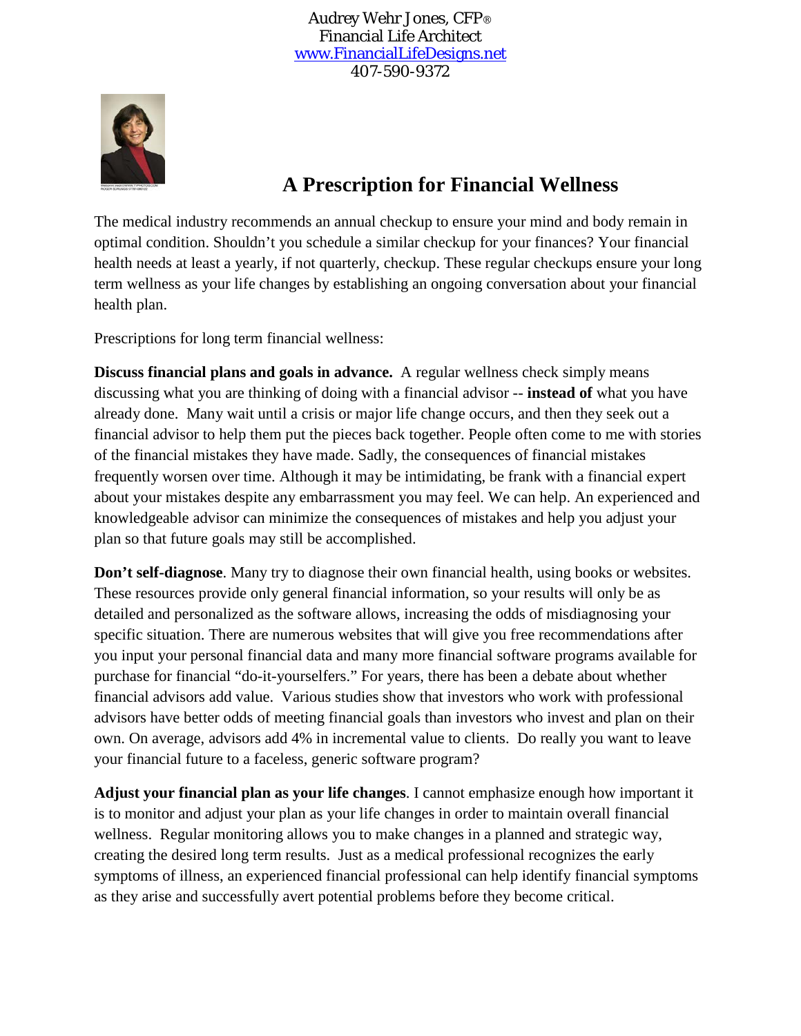Audrey Wehr Jones, CFP®
Financial Life Architect
www.FinancialLifeDesigns.net
407-590-9372

# A Prescription for Financial Wellness

The medical industry recommends an annual checkup to ensure your mind and body remain in optimal condition. Shouldn't you schedule a similar checkup for your finances? Your financial health needs at least a yearly, if not quarterly, checkup. These regular checkups ensure your long term wellness as your life changes by establishing an ongoing conversation about your financial health plan.

Prescriptions for long term financial wellness:

**Discuss financial plans and goals in advance.** A regular wellness check simply means discussing what you are thinking of doing with a financial advisor -- **instead of** what you have already done. Many wait until a crisis or major life change occurs, and then they seek out a financial advisor to help them put the pieces back together. People often come to me with stories of the financial mistakes they have made. Sadly, the consequences of financial mistakes frequently worsen over time. Although it may be intimidating, be frank with a financial expert about your mistakes despite any embarrassment you may feel. We can help. An experienced and knowledgeable advisor can minimize the consequences of mistakes and help you adjust your plan so that future goals may still be accomplished.

**Don't self-diagnose**. Many try to diagnose their own financial health, using books or websites. These resources provide only general financial information, so your results will only be as detailed and personalized as the software allows, increasing the odds of misdiagnosing your specific situation. There are numerous websites that will give you free recommendations after you input your personal financial data and many more financial software programs available for purchase for financial "do-it-yourselfers." For years, there has been a debate about whether financial advisors add value. Various studies show that investors who work with professional advisors have better odds of meeting financial goals than investors who invest and plan on their own. On average, advisors add 4% in incremental value to clients. Do really you want to leave your financial future to a faceless, generic software program?

**Adjust your financial plan as your life changes**. I cannot emphasize enough how important it is to monitor and adjust your plan as your life changes in order to maintain overall financial wellness. Regular monitoring allows you to make changes in a planned and strategic way, creating the desired long term results. Just as a medical professional recognizes the early symptoms of illness, an experienced financial professional can help identify financial symptoms as they arise and successfully avert potential problems before they become critical.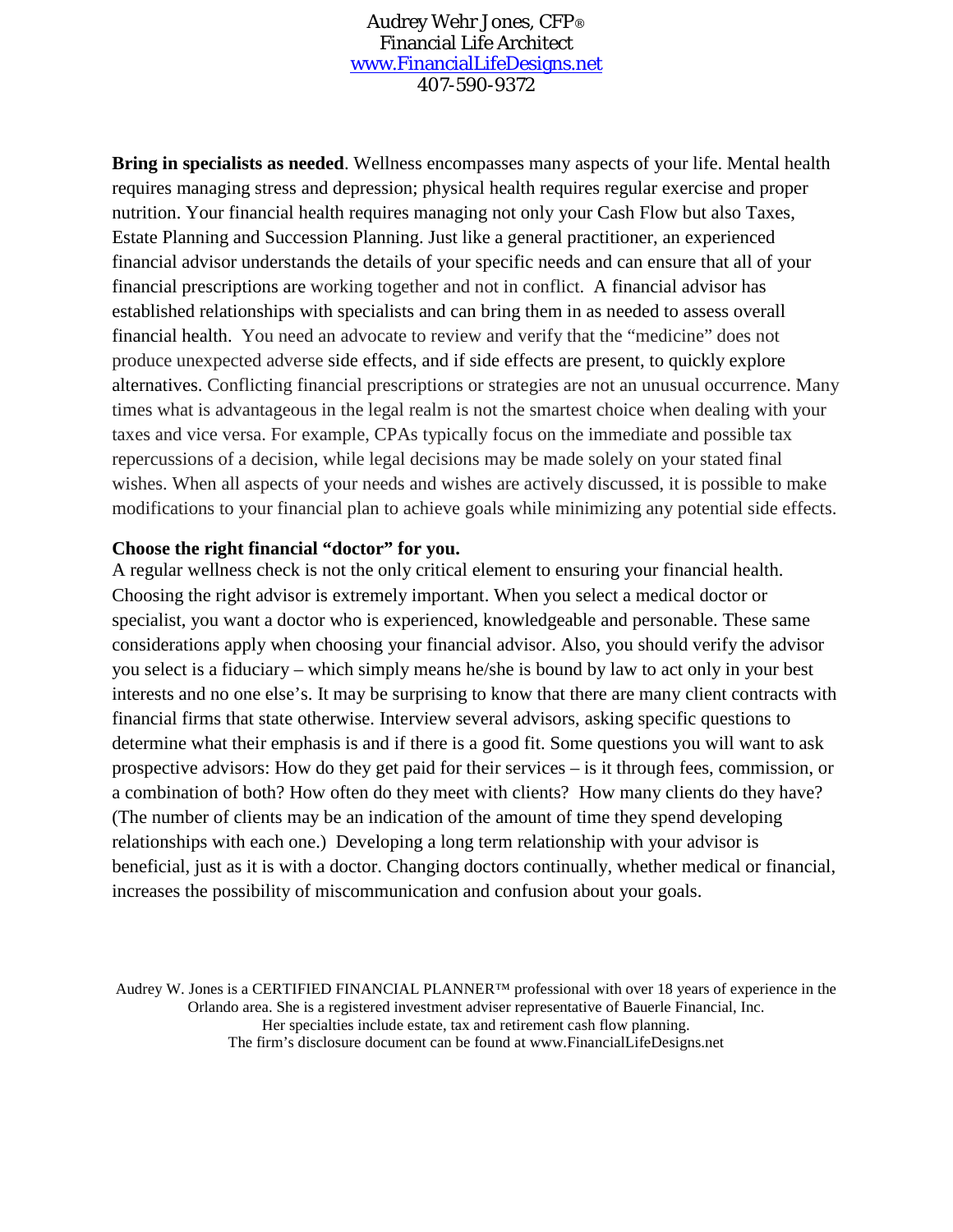Audrey Wehr Jones, CFP®
Financial Life Architect
www.FinancialLifeDesigns.net
407-590-9372

**Bring in specialists as needed**. Wellness encompasses many aspects of your life. Mental health requires managing stress and depression; physical health requires regular exercise and proper nutrition. Your financial health requires managing not only your Cash Flow but also Taxes, Estate Planning and Succession Planning. Just like a general practitioner, an experienced financial advisor understands the details of your specific needs and can ensure that all of your financial prescriptions are working together and not in conflict. A financial advisor has established relationships with specialists and can bring them in as needed to assess overall financial health. You need an advocate to review and verify that the "medicine" does not produce unexpected adverse side effects, and if side effects are present, to quickly explore alternatives. Conflicting financial prescriptions or strategies are not an unusual occurrence. Many times what is advantageous in the legal realm is not the smartest choice when dealing with your taxes and vice versa. For example, CPAs typically focus on the immediate and possible tax repercussions of a decision, while legal decisions may be made solely on your stated final wishes. When all aspects of your needs and wishes are actively discussed, it is possible to make modifications to your financial plan to achieve goals while minimizing any potential side effects.

**Choose the right financial "doctor" for you.**

A regular wellness check is not the only critical element to ensuring your financial health. Choosing the right advisor is extremely important. When you select a medical doctor or specialist, you want a doctor who is experienced, knowledgeable and personable. These same considerations apply when choosing your financial advisor. Also, you should verify the advisor you select is a fiduciary – which simply means he/she is bound by law to act only in your best interests and no one else's. It may be surprising to know that there are many client contracts with financial firms that state otherwise. Interview several advisors, asking specific questions to determine what their emphasis is and if there is a good fit. Some questions you will want to ask prospective advisors: How do they get paid for their services – is it through fees, commission, or a combination of both? How often do they meet with clients? How many clients do they have? (The number of clients may be an indication of the amount of time they spend developing relationships with each one.) Developing a long term relationship with your advisor is beneficial, just as it is with a doctor. Changing doctors continually, whether medical or financial, increases the possibility of miscommunication and confusion about your goals.

Audrey W. Jones is a CERTIFIED FINANCIAL PLANNER™ professional with over 18 years of experience in the Orlando area. She is a registered investment adviser representative of Bauerle Financial, Inc.
Her specialties include estate, tax and retirement cash flow planning.
The firm's disclosure document can be found at www.FinancialLifeDesigns.net